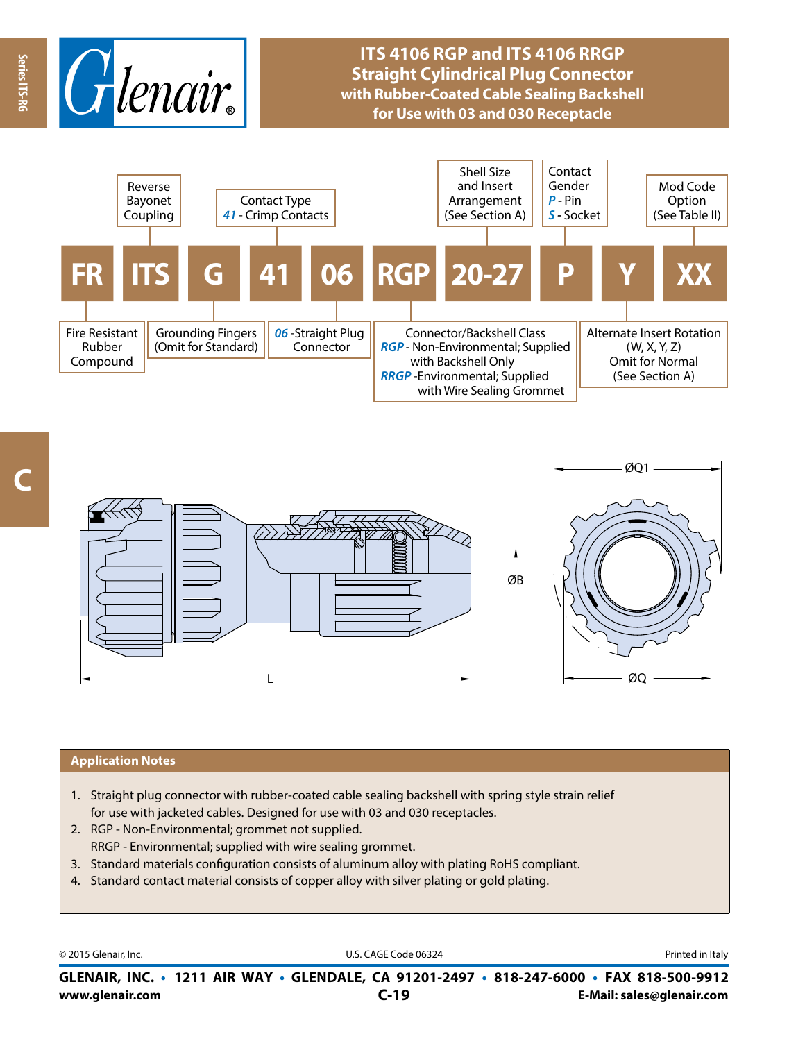# ITS 4106 RGP and ITS 4106 RRGP Straight Cylindrical Plug Connector with Rubber-Coated Cable Sealing Backshell for Use with 03 and 030 Receptacle

| FR | ITS | G | 41 | 06 | RGP | 20-27 | P | Y | XX |
|---|---|---|---|---|---|---|---|---|---|
| Fire Resistant Rubber Compound | Reverse Bayonet Coupling | Grounding Fingers (Omit for Standard) | Contact Type *41* - Crimp Contacts | *06* -Straight Plug Connector | Connector/Backshell Class *RGP* - Non-Environmental; Supplied with Backshell Only *RRGP* -Environmental; Supplied with Wire Sealing Grommet | Shell Size and Insert Arrangement (See Section A) | Contact Gender *P* - Pin *S* - Socket | Alternate Insert Rotation (W, X, Y, Z) Omit for Normal (See Section A) | Mod Code Option (See Table II) |

ØQ1

ØB

L

ØQ

## Application Notes

1. Straight plug connector with rubber-coated cable sealing backshell with spring style strain relief for use with jacketed cables. Designed for use with 03 and 030 receptacles.
2. RGP - Non-Environmental; grommet not supplied.
   RRGP - Environmental; supplied with wire sealing grommet.
3. Standard materials configuration consists of aluminum alloy with plating RoHS compliant.
4. Standard contact material consists of copper alloy with silver plating or gold plating.

© 2015 Glenair, Inc. U.S. CAGE Code 06324 Printed in Italy

**GLENAIR, INC. • 1211 AIR WAY • GLENDALE, CA 91201-2497 • 818-247-6000 • FAX 818-500-9912**
**www.glenair.com** **E-Mail: sales@glenair.com**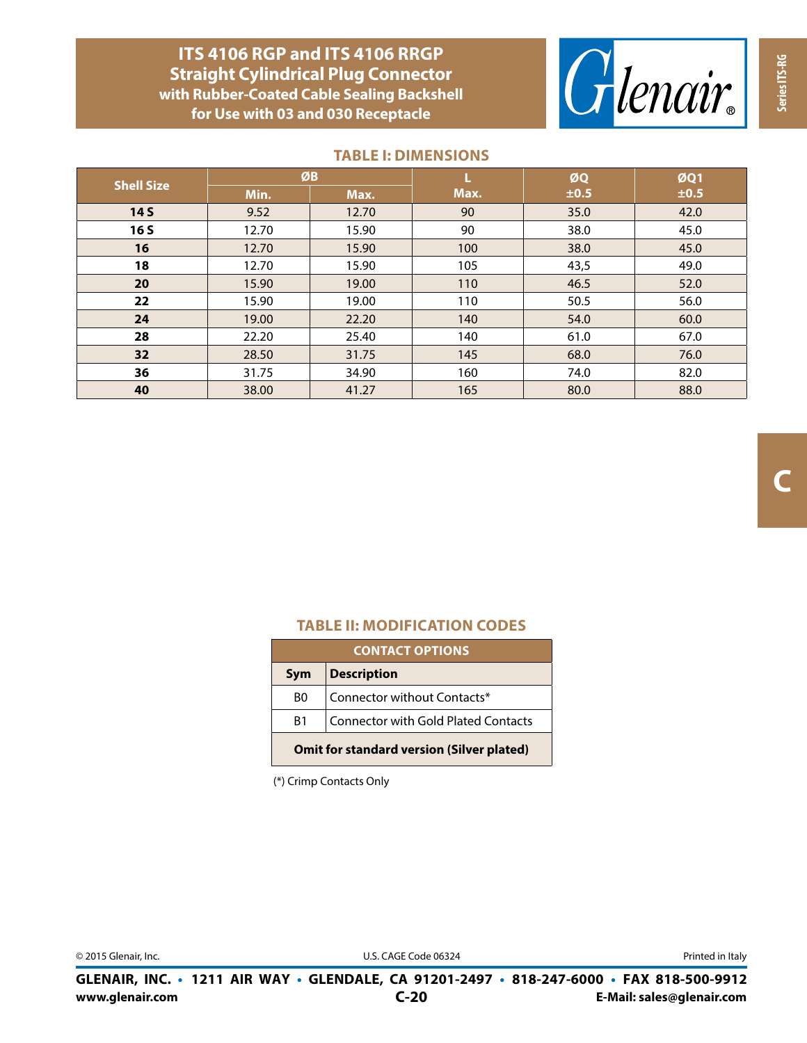# ITS 4106 RGP and ITS 4106 RRGP Straight Cylindrical Plug Connector with Rubber-Coated Cable Sealing Backshell for Use with 03 and 030 Receptacle

## TABLE I: DIMENSIONS

| Shell Size | ØB | | L | ØQ | ØQ1 |
|---|---|---|---|---|---|
| | Min. | Max. | Max. | ±0.5 | ±0.5 |
| **14 S** | 9.52 | 12.70 | 90 | 35.0 | 42.0 |
| **16 S** | 12.70 | 15.90 | 90 | 38.0 | 45.0 |
| **16** | 12.70 | 15.90 | 100 | 38.0 | 45.0 |
| **18** | 12.70 | 15.90 | 105 | 43,5 | 49.0 |
| **20** | 15.90 | 19.00 | 110 | 46.5 | 52.0 |
| **22** | 15.90 | 19.00 | 110 | 50.5 | 56.0 |
| **24** | 19.00 | 22.20 | 140 | 54.0 | 60.0 |
| **28** | 22.20 | 25.40 | 140 | 61.0 | 67.0 |
| **32** | 28.50 | 31.75 | 145 | 68.0 | 76.0 |
| **36** | 31.75 | 34.90 | 160 | 74.0 | 82.0 |
| **40** | 38.00 | 41.27 | 165 | 80.0 | 88.0 |

## TABLE II: MODIFICATION CODES

| CONTACT OPTIONS | |
|---|---|
| **Sym** | **Description** |
| B0 | Connector without Contacts* |
| B1 | Connector with Gold Plated Contacts |
| **Omit for standard version (Silver plated)** | |

(*) Crimp Contacts Only

© 2015 Glenair, Inc. U.S. CAGE Code 06324 Printed in Italy

**GLENAIR, INC. • 1211 AIR WAY • GLENDALE, CA 91201-2497 • 818-247-6000 • FAX 818-500-9912**

**www.glenair.com** **E-Mail: sales@glenair.com**